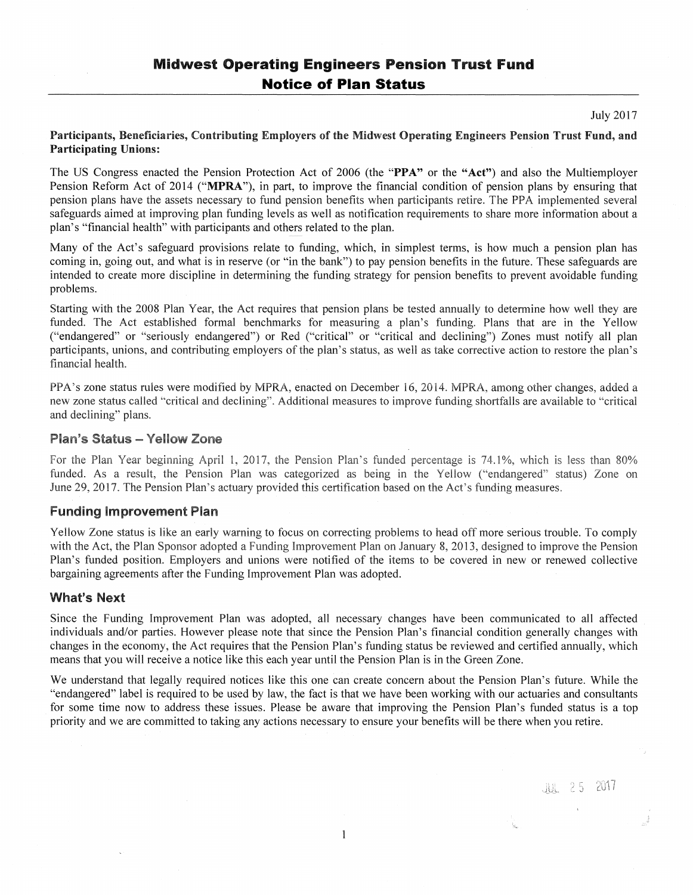# Midwest Operating Engineers Pension Trust Fund
# Notice of Plan Status

July 2017

**Participants, Beneficiaries, Contributing Employers of the Midwest Operating Engineers Pension Trust Fund, and Participating Unions:**

The US Congress enacted the Pension Protection Act of 2006 (the "**PPA**" or the "**Act**") and also the Multiemployer Pension Reform Act of 2014 ("**MPRA**"), in part, to improve the financial condition of pension plans by ensuring that pension plans have the assets necessary to fund pension benefits when participants retire. The PPA implemented several safeguards aimed at improving plan funding levels as well as notification requirements to share more information about a plan's "financial health" with participants and others related to the plan.

Many of the Act's safeguard provisions relate to funding, which, in simplest terms, is how much a pension plan has coming in, going out, and what is in reserve (or "in the bank") to pay pension benefits in the future. These safeguards are intended to create more discipline in determining the funding strategy for pension benefits to prevent avoidable funding problems.

Starting with the 2008 Plan Year, the Act requires that pension plans be tested annually to determine how well they are funded. The Act established formal benchmarks for measuring a plan's funding. Plans that are in the Yellow ("endangered" or "seriously endangered") or Red ("critical" or "critical and declining") Zones must notify all plan participants, unions, and contributing employers of the plan's status, as well as take corrective action to restore the plan's financial health.

PPA's zone status rules were modified by MPRA, enacted on December 16, 2014. MPRA, among other changes, added a new zone status called "critical and declining". Additional measures to improve funding shortfalls are available to "critical and declining" plans.

## Plan's Status – Yellow Zone

For the Plan Year beginning April 1, 2017, the Pension Plan's funded percentage is 74.1%, which is less than 80% funded. As a result, the Pension Plan was categorized as being in the Yellow ("endangered" status) Zone on June 29, 2017. The Pension Plan's actuary provided this certification based on the Act's funding measures.

## Funding Improvement Plan

Yellow Zone status is like an early warning to focus on correcting problems to head off more serious trouble. To comply with the Act, the Plan Sponsor adopted a Funding Improvement Plan on January 8, 2013, designed to improve the Pension Plan's funded position. Employers and unions were notified of the items to be covered in new or renewed collective bargaining agreements after the Funding Improvement Plan was adopted.

## What's Next

Since the Funding Improvement Plan was adopted, all necessary changes have been communicated to all affected individuals and/or parties. However please note that since the Pension Plan's financial condition generally changes with changes in the economy, the Act requires that the Pension Plan's funding status be reviewed and certified annually, which means that you will receive a notice like this each year until the Pension Plan is in the Green Zone.

We understand that legally required notices like this one can create concern about the Pension Plan's future. While the "endangered" label is required to be used by law, the fact is that we have been working with our actuaries and consultants for some time now to address these issues. Please be aware that improving the Pension Plan's funded status is a top priority and we are committed to taking any actions necessary to ensure your benefits will be there when you retire.

JUL 25 2017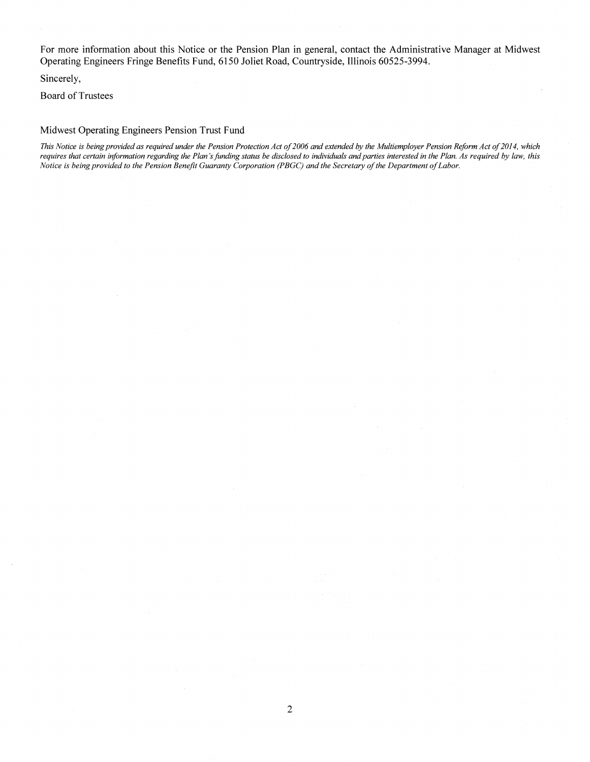For more information about this Notice or the Pension Plan in general, contact the Administrative Manager at Midwest Operating Engineers Fringe Benefits Fund, 6150 Joliet Road, Countryside, Illinois 60525-3994.

Sincerely,

Board of Trustees

Midwest Operating Engineers Pension Trust Fund

*This Notice is being provided as required under the Pension Protection Act of 2006 and extended by the Multiemployer Pension Reform Act of 2014, which requires that certain information regarding the Plan's funding status be disclosed to individuals and parties interested in the Plan. As required by law, this Notice is being provided to the Pension Benefit Guaranty Corporation (PBGC) and the Secretary of the Department of Labor.*